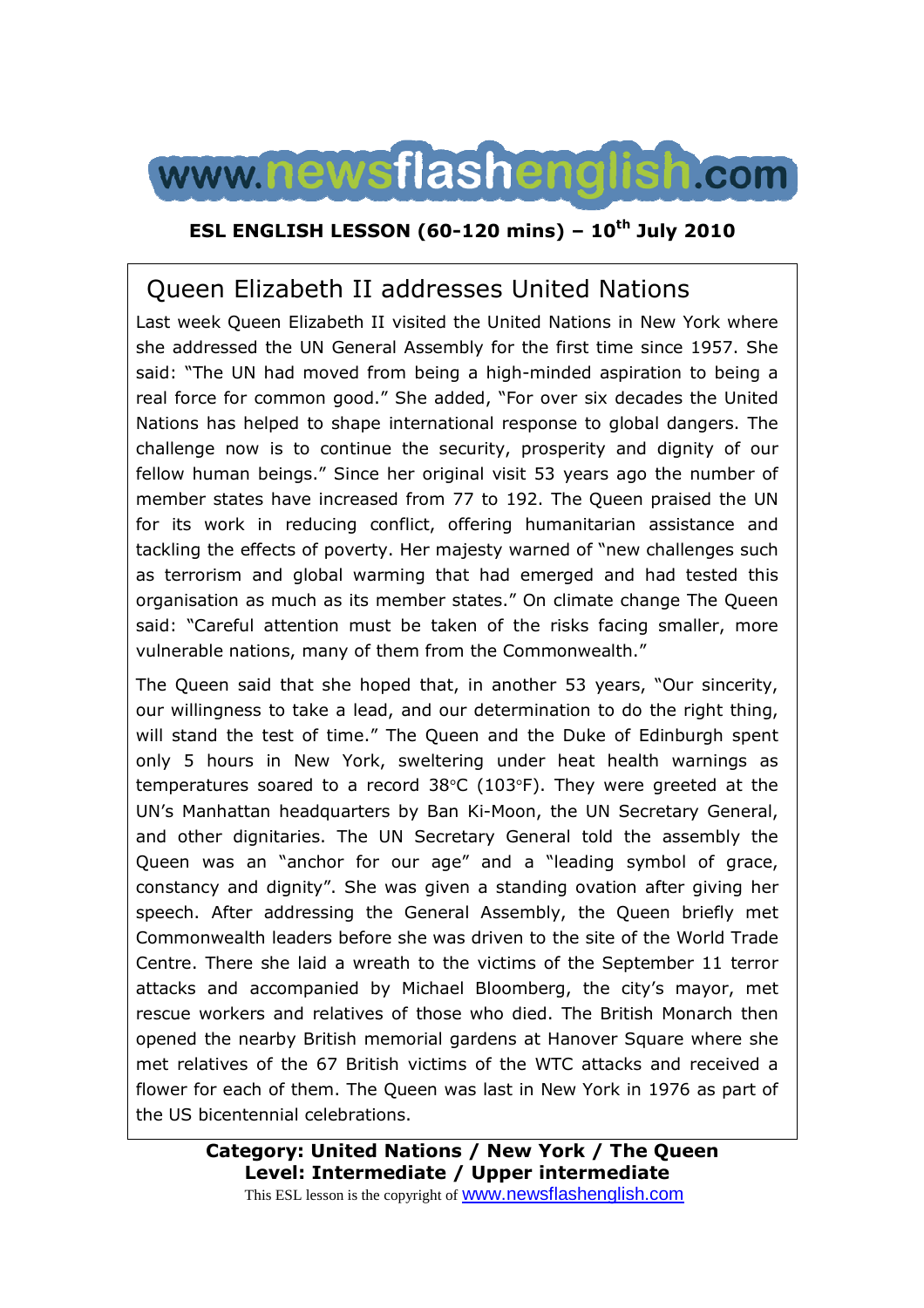www.newsflashenglish.com

**ESL ENGLISH LESSON (60-120 mins) – 10th July 2010**

# Queen Elizabeth II addresses United Nations

Last week Queen Elizabeth II visited the United Nations in New York where she addressed the UN General Assembly for the first time since 1957. She said: "The UN had moved from being a high-minded aspiration to being a real force for common good." She added, "For over six decades the United Nations has helped to shape international response to global dangers. The challenge now is to continue the security, prosperity and dignity of our fellow human beings." Since her original visit 53 years ago the number of member states have increased from 77 to 192. The Queen praised the UN for its work in reducing conflict, offering humanitarian assistance and tackling the effects of poverty. Her majesty warned of "new challenges such as terrorism and global warming that had emerged and had tested this organisation as much as its member states." On climate change The Queen said: "Careful attention must be taken of the risks facing smaller, more vulnerable nations, many of them from the Commonwealth."

The Queen said that she hoped that, in another 53 years, "Our sincerity, our willingness to take a lead, and our determination to do the right thing, will stand the test of time." The Queen and the Duke of Edinburgh spent only 5 hours in New York, sweltering under heat health warnings as temperatures soared to a record 38°C (103°F). They were greeted at the UN's Manhattan headquarters by Ban Ki-Moon, the UN Secretary General, and other dignitaries. The UN Secretary General told the assembly the Queen was an "anchor for our age" and a "leading symbol of grace, constancy and dignity". She was given a standing ovation after giving her speech. After addressing the General Assembly, the Queen briefly met Commonwealth leaders before she was driven to the site of the World Trade Centre. There she laid a wreath to the victims of the September 11 terror attacks and accompanied by Michael Bloomberg, the city's mayor, met rescue workers and relatives of those who died. The British Monarch then opened the nearby British memorial gardens at Hanover Square where she met relatives of the 67 British victims of the WTC attacks and received a flower for each of them. The Queen was last in New York in 1976 as part of the US bicentennial celebrations.

**Category: United Nations / New York / The Queen**
**Level: Intermediate / Upper intermediate**

This ESL lesson is the copyright of www.newsflashenglish.com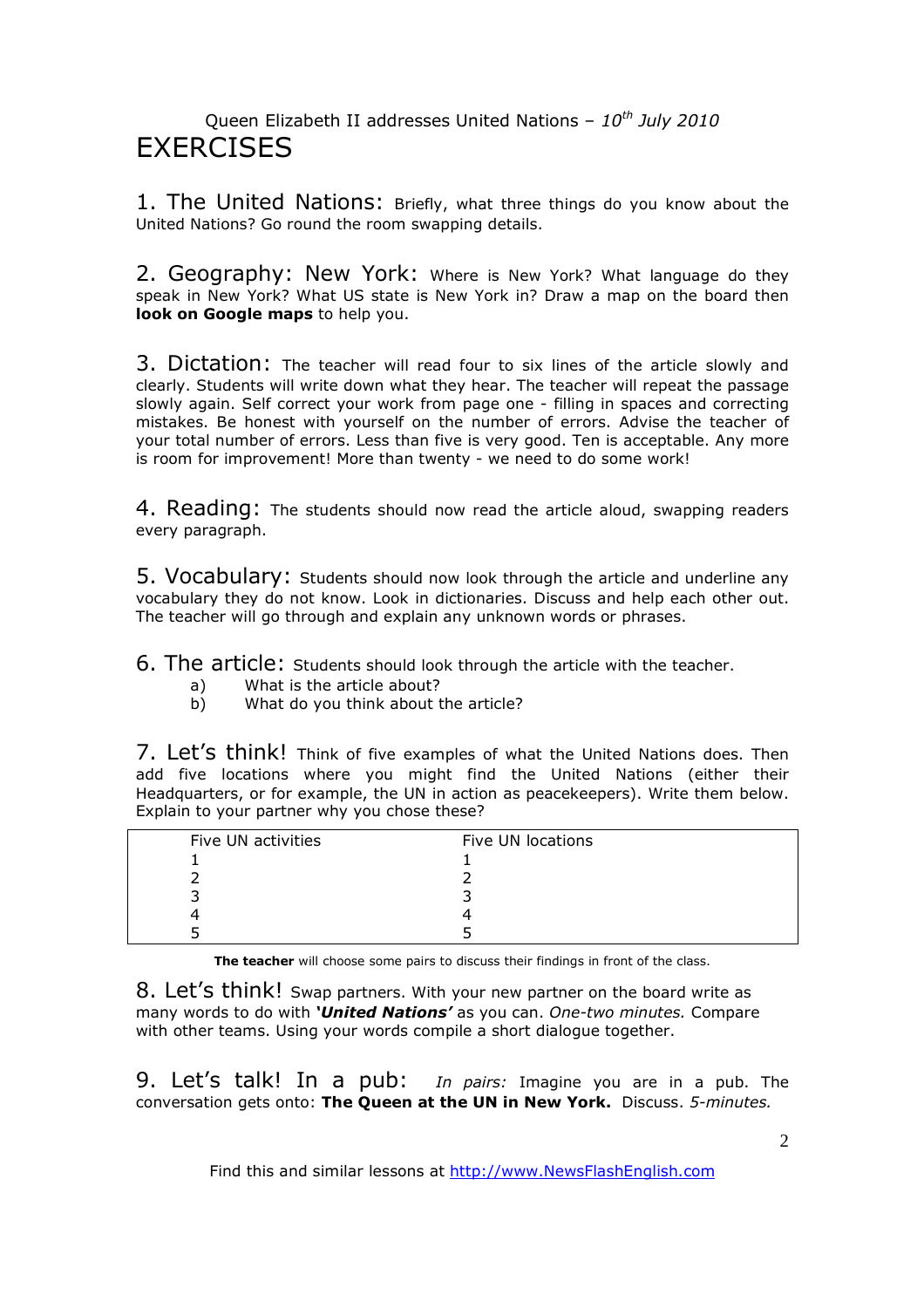Queen Elizabeth II addresses United Nations – *10th July 2010*

# EXERCISES

**1. The United Nations:** Briefly, what three things do you know about the United Nations? Go round the room swapping details.

**2. Geography: New York:** Where is New York? What language do they speak in New York? What US state is New York in? Draw a map on the board then **look on Google maps** to help you.

**3. Dictation:** The teacher will read four to six lines of the article slowly and clearly. Students will write down what they hear. The teacher will repeat the passage slowly again. Self correct your work from page one - filling in spaces and correcting mistakes. Be honest with yourself on the number of errors. Advise the teacher of your total number of errors. Less than five is very good. Ten is acceptable. Any more is room for improvement! More than twenty - we need to do some work!

**4. Reading:** The students should now read the article aloud, swapping readers every paragraph.

**5. Vocabulary:** Students should now look through the article and underline any vocabulary they do not know. Look in dictionaries. Discuss and help each other out. The teacher will go through and explain any unknown words or phrases.

**6. The article:** Students should look through the article with the teacher.

a) What is the article about?
b) What do you think about the article?

**7. Let's think!** Think of five examples of what the United Nations does. Then add five locations where you might find the United Nations (either their Headquarters, or for example, the UN in action as peacekeepers). Write them below. Explain to your partner why you chose these?

| Five UN activities | Five UN locations |
|---|---|
| 1 | 1 |
| 2 | 2 |
| 3 | 3 |
| 4 | 4 |
| 5 | 5 |

**The teacher** will choose some pairs to discuss their findings in front of the class.

**8. Let's think!** Swap partners. With your new partner on the board write as many words to do with ***'United Nations'*** as you can. *One-two minutes.* Compare with other teams. Using your words compile a short dialogue together.

**9. Let's talk! In a pub:** *In pairs:* Imagine you are in a pub. The conversation gets onto: **The Queen at the UN in New York.** Discuss. *5-minutes.*

Find this and similar lessons at http://www.NewsFlashEnglish.com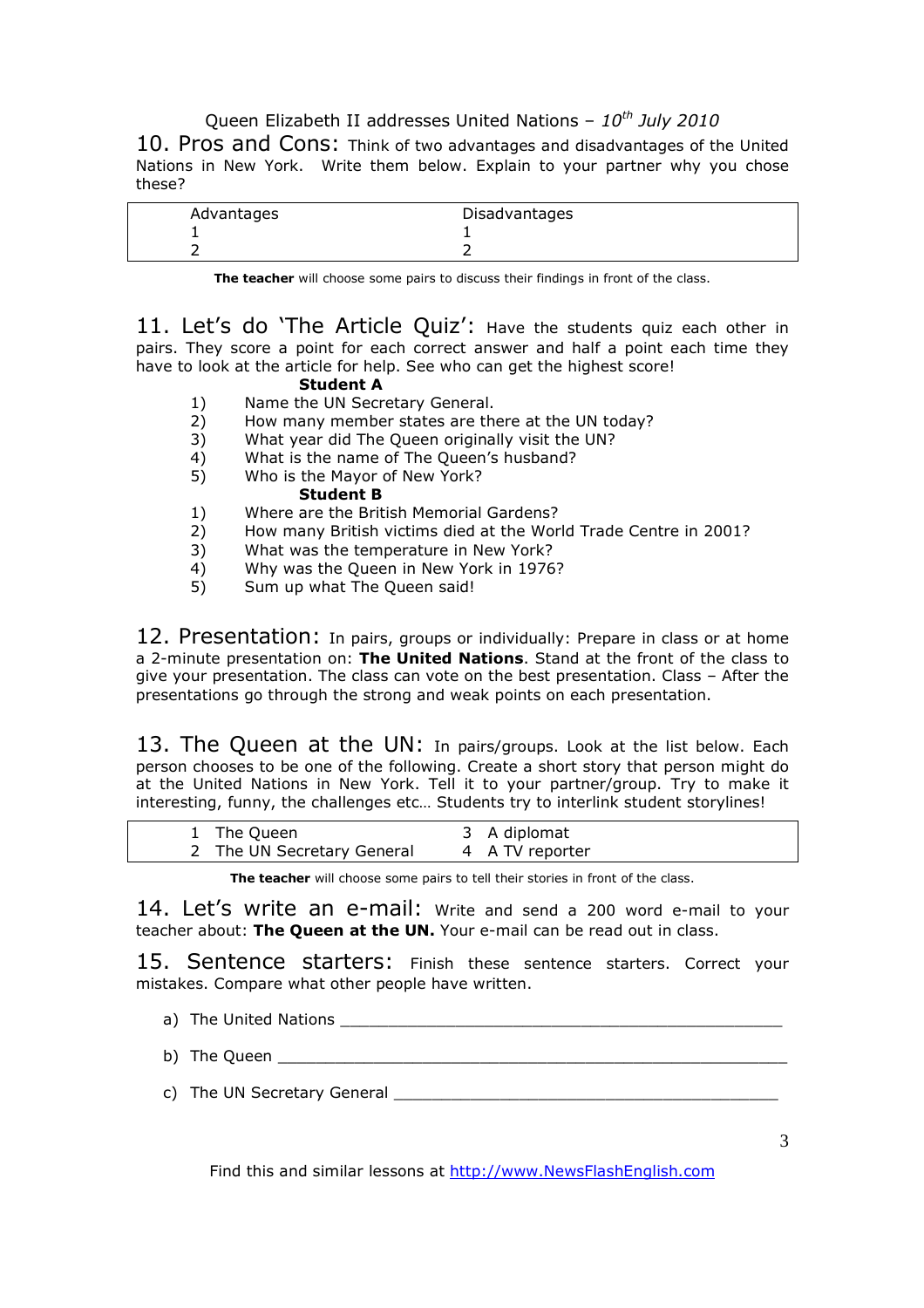Queen Elizabeth II addresses United Nations – *10th July 2010*

## 10. Pros and Cons:

Think of two advantages and disadvantages of the United Nations in New York. Write them below. Explain to your partner why you chose these?

| Advantages | Disadvantages |
| --- | --- |
| 1 | 1 |
| 2 | 2 |

**The teacher** will choose some pairs to discuss their findings in front of the class.

## 11. Let's do 'The Article Quiz':

Have the students quiz each other in pairs. They score a point for each correct answer and half a point each time they have to look at the article for help. See who can get the highest score!

**Student A**

1) Name the UN Secretary General.
2) How many member states are there at the UN today?
3) What year did The Queen originally visit the UN?
4) What is the name of The Queen's husband?
5) Who is the Mayor of New York?

**Student B**

1) Where are the British Memorial Gardens?
2) How many British victims died at the World Trade Centre in 2001?
3) What was the temperature in New York?
4) Why was the Queen in New York in 1976?
5) Sum up what The Queen said!

## 12. Presentation:

In pairs, groups or individually: Prepare in class or at home a 2-minute presentation on: **The United Nations**. Stand at the front of the class to give your presentation. The class can vote on the best presentation. Class – After the presentations go through the strong and weak points on each presentation.

## 13. The Queen at the UN:

In pairs/groups. Look at the list below. Each person chooses to be one of the following. Create a short story that person might do at the United Nations in New York. Tell it to your partner/group. Try to make it interesting, funny, the challenges etc… Students try to interlink student storylines!

| | |
| --- | --- |
| 1 The Queen | 3 A diplomat |
| 2 The UN Secretary General | 4 A TV reporter |

**The teacher** will choose some pairs to tell their stories in front of the class.

## 14. Let's write an e-mail:

Write and send a 200 word e-mail to your teacher about: **The Queen at the UN.** Your e-mail can be read out in class.

## 15. Sentence starters:

Finish these sentence starters. Correct your mistakes. Compare what other people have written.

a) The United Nations ______________________________________________

b) The Queen ______________________________________________________

c) The UN Secretary General ________________________________________

Find this and similar lessons at http://www.NewsFlashEnglish.com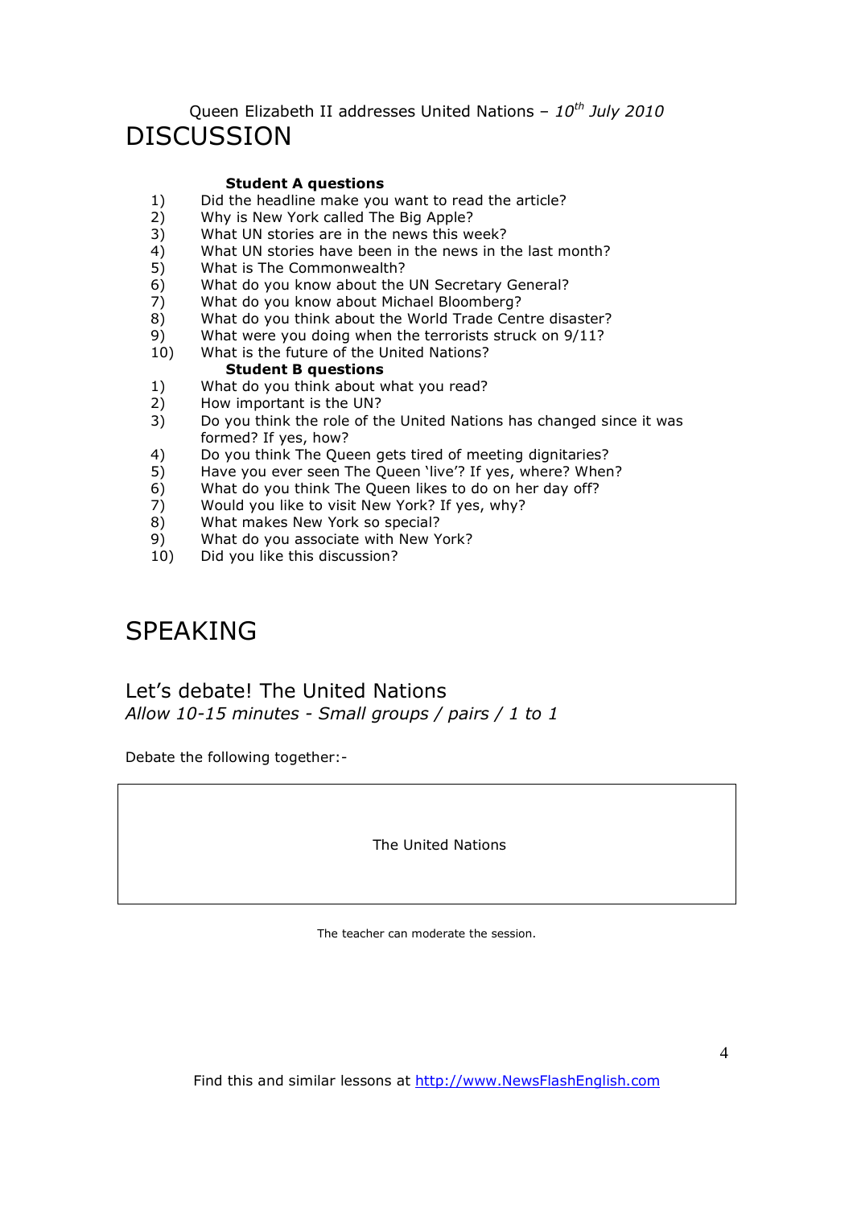Queen Elizabeth II addresses United Nations – *10th July 2010*

# DISCUSSION

**Student A questions**

1) Did the headline make you want to read the article?
2) Why is New York called The Big Apple?
3) What UN stories are in the news this week?
4) What UN stories have been in the news in the last month?
5) What is The Commonwealth?
6) What do you know about the UN Secretary General?
7) What do you know about Michael Bloomberg?
8) What do you think about the World Trade Centre disaster?
9) What were you doing when the terrorists struck on 9/11?
10) What is the future of the United Nations?

**Student B questions**

1) What do you think about what you read?
2) How important is the UN?
3) Do you think the role of the United Nations has changed since it was formed? If yes, how?
4) Do you think The Queen gets tired of meeting dignitaries?
5) Have you ever seen The Queen 'live'? If yes, where? When?
6) What do you think The Queen likes to do on her day off?
7) Would you like to visit New York? If yes, why?
8) What makes New York so special?
9) What do you associate with New York?
10) Did you like this discussion?

# SPEAKING

## Let's debate! The United Nations

*Allow 10-15 minutes - Small groups / pairs / 1 to 1*

Debate the following together:-

| The United Nations |
| --- |

The teacher can moderate the session.

Find this and similar lessons at http://www.NewsFlashEnglish.com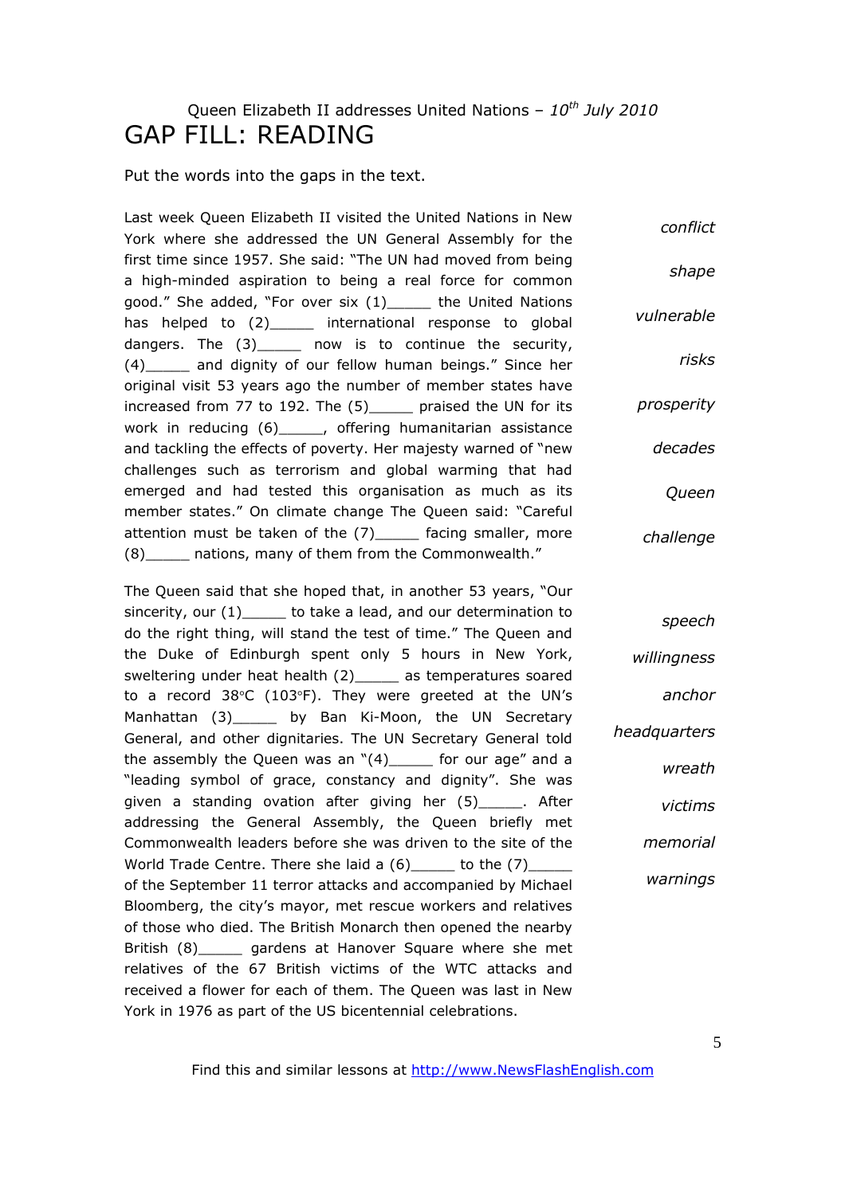Queen Elizabeth II addresses United Nations – *10th July 2010*

# GAP FILL: READING

Put the words into the gaps in the text.

Last week Queen Elizabeth II visited the United Nations in New York where she addressed the UN General Assembly for the first time since 1957. She said: "The UN had moved from being a high-minded aspiration to being a real force for common good." She added, "For over six (1)_____ the United Nations has helped to (2)_____ international response to global dangers. The (3)_____ now is to continue the security, (4)_____ and dignity of our fellow human beings." Since her original visit 53 years ago the number of member states have increased from 77 to 192. The (5)_____ praised the UN for its work in reducing (6)_____, offering humanitarian assistance and tackling the effects of poverty. Her majesty warned of "new challenges such as terrorism and global warming that had emerged and had tested this organisation as much as its member states." On climate change The Queen said: "Careful attention must be taken of the (7)_____ facing smaller, more (8)_____ nations, many of them from the Commonwealth."

*conflict*

*shape*

*vulnerable*

*risks*

*prosperity*

*decades*

*Queen*

*challenge*

The Queen said that she hoped that, in another 53 years, "Our sincerity, our (1)_____ to take a lead, and our determination to do the right thing, will stand the test of time." The Queen and the Duke of Edinburgh spent only 5 hours in New York, sweltering under heat health (2)_____ as temperatures soared to a record 38°C (103°F). They were greeted at the UN's Manhattan (3)_____ by Ban Ki-Moon, the UN Secretary General, and other dignitaries. The UN Secretary General told the assembly the Queen was an "(4)_____ for our age" and a "leading symbol of grace, constancy and dignity". She was given a standing ovation after giving her (5)_____. After addressing the General Assembly, the Queen briefly met Commonwealth leaders before she was driven to the site of the World Trade Centre. There she laid a (6)_____ to the (7)_____ of the September 11 terror attacks and accompanied by Michael Bloomberg, the city's mayor, met rescue workers and relatives of those who died. The British Monarch then opened the nearby British (8)_____ gardens at Hanover Square where she met relatives of the 67 British victims of the WTC attacks and received a flower for each of them. The Queen was last in New York in 1976 as part of the US bicentennial celebrations.

*speech*

*willingness*

*anchor*

*headquarters*

*wreath*

*victims*

*memorial*

*warnings*

Find this and similar lessons at http://www.NewsFlashEnglish.com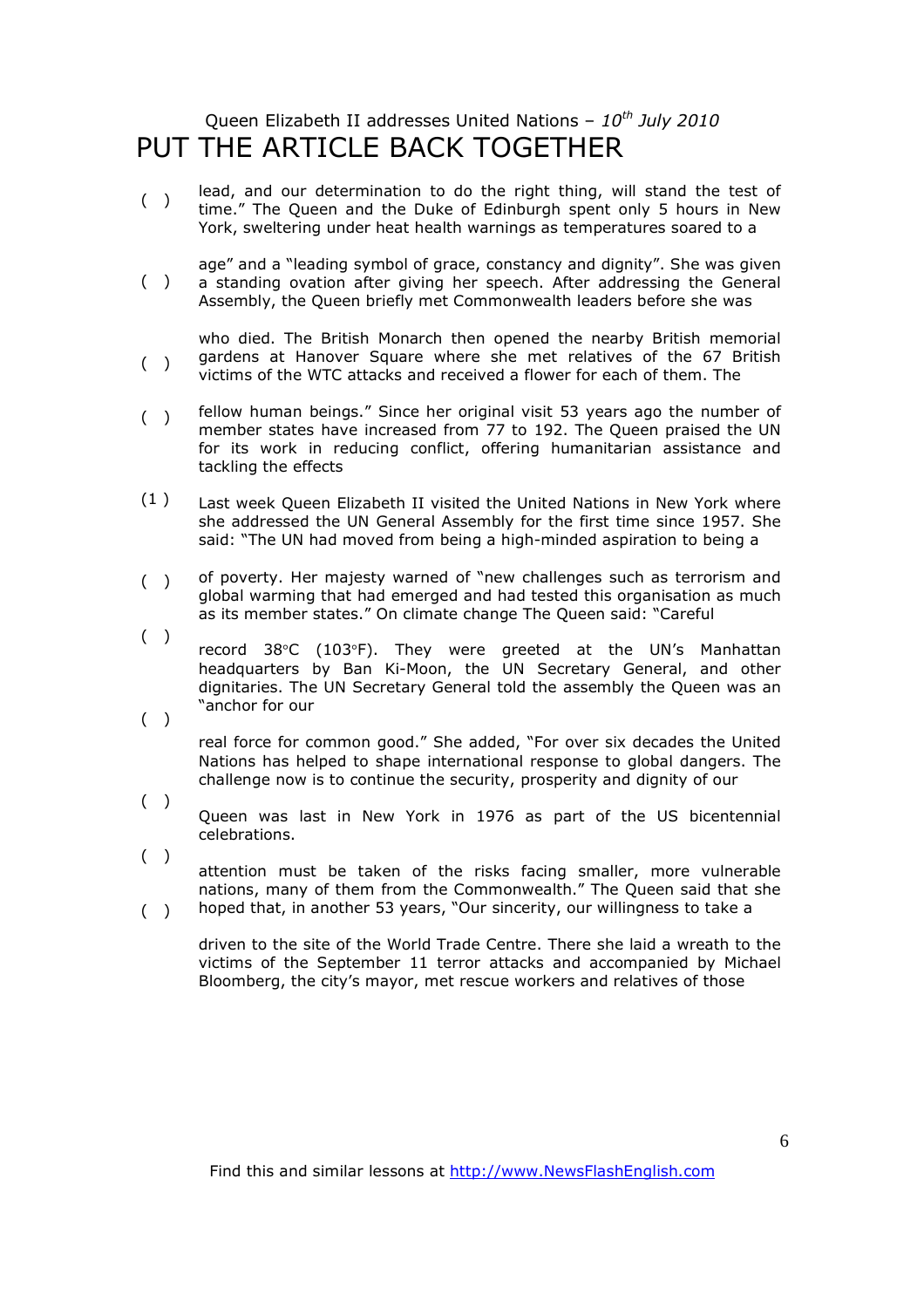Queen Elizabeth II addresses United Nations – *10th July 2010*

# PUT THE ARTICLE BACK TOGETHER

( ) lead, and our determination to do the right thing, will stand the test of time." The Queen and the Duke of Edinburgh spent only 5 hours in New York, sweltering under heat health warnings as temperatures soared to a

( ) age" and a "leading symbol of grace, constancy and dignity". She was given a standing ovation after giving her speech. After addressing the General Assembly, the Queen briefly met Commonwealth leaders before she was

( ) who died. The British Monarch then opened the nearby British memorial gardens at Hanover Square where she met relatives of the 67 British victims of the WTC attacks and received a flower for each of them. The

( ) fellow human beings." Since her original visit 53 years ago the number of member states have increased from 77 to 192. The Queen praised the UN for its work in reducing conflict, offering humanitarian assistance and tackling the effects

(1 ) Last week Queen Elizabeth II visited the United Nations in New York where she addressed the UN General Assembly for the first time since 1957. She said: "The UN had moved from being a high-minded aspiration to being a

( ) of poverty. Her majesty warned of "new challenges such as terrorism and global warming that had emerged and had tested this organisation as much as its member states." On climate change The Queen said: "Careful

( ) record 38°C (103°F). They were greeted at the UN's Manhattan headquarters by Ban Ki-Moon, the UN Secretary General, and other dignitaries. The UN Secretary General told the assembly the Queen was an "anchor for our

( ) real force for common good." She added, "For over six decades the United Nations has helped to shape international response to global dangers. The challenge now is to continue the security, prosperity and dignity of our

( ) Queen was last in New York in 1976 as part of the US bicentennial celebrations.

( ) attention must be taken of the risks facing smaller, more vulnerable nations, many of them from the Commonwealth." The Queen said that she hoped that, in another 53 years, "Our sincerity, our willingness to take a

( ) driven to the site of the World Trade Centre. There she laid a wreath to the victims of the September 11 terror attacks and accompanied by Michael Bloomberg, the city's mayor, met rescue workers and relatives of those

Find this and similar lessons at http://www.NewsFlashEnglish.com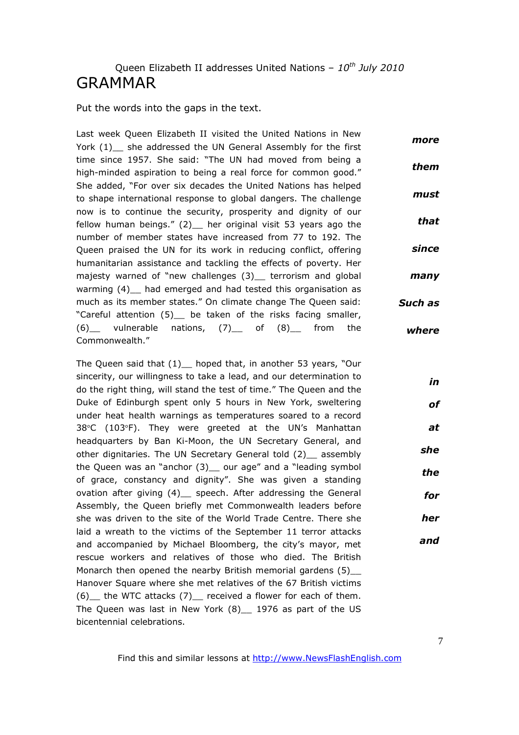Queen Elizabeth II addresses United Nations – *10th July 2010*

# GRAMMAR

Put the words into the gaps in the text.

Last week Queen Elizabeth II visited the United Nations in New York (1)__ she addressed the UN General Assembly for the first time since 1957. She said: "The UN had moved from being a high-minded aspiration to being a real force for common good." She added, "For over six decades the United Nations has helped to shape international response to global dangers. The challenge now is to continue the security, prosperity and dignity of our fellow human beings." (2)__ her original visit 53 years ago the number of member states have increased from 77 to 192. The Queen praised the UN for its work in reducing conflict, offering humanitarian assistance and tackling the effects of poverty. Her majesty warned of "new challenges (3)__ terrorism and global warming (4)__ had emerged and had tested this organisation as much as its member states." On climate change The Queen said: "Careful attention (5)__ be taken of the risks facing smaller, (6)__ vulnerable nations, (7)__ of (8)__ from the Commonwealth."

***more***

***them***

***must***

***that***

***since***

***many***

***Such as***

***where***

The Queen said that (1)__ hoped that, in another 53 years, "Our sincerity, our willingness to take a lead, and our determination to do the right thing, will stand the test of time." The Queen and the Duke of Edinburgh spent only 5 hours in New York, sweltering under heat health warnings as temperatures soared to a record 38°C (103°F). They were greeted at the UN's Manhattan headquarters by Ban Ki-Moon, the UN Secretary General, and other dignitaries. The UN Secretary General told (2)__ assembly the Queen was an "anchor (3)__ our age" and a "leading symbol of grace, constancy and dignity". She was given a standing ovation after giving (4)__ speech. After addressing the General Assembly, the Queen briefly met Commonwealth leaders before she was driven to the site of the World Trade Centre. There she laid a wreath to the victims of the September 11 terror attacks and accompanied by Michael Bloomberg, the city's mayor, met rescue workers and relatives of those who died. The British Monarch then opened the nearby British memorial gardens (5)__ Hanover Square where she met relatives of the 67 British victims (6)__ the WTC attacks (7)__ received a flower for each of them. The Queen was last in New York (8)__ 1976 as part of the US bicentennial celebrations.

***in***

***of***

***at***

***she***

***the***

***for***

***her***

***and***

Find this and similar lessons at http://www.NewsFlashEnglish.com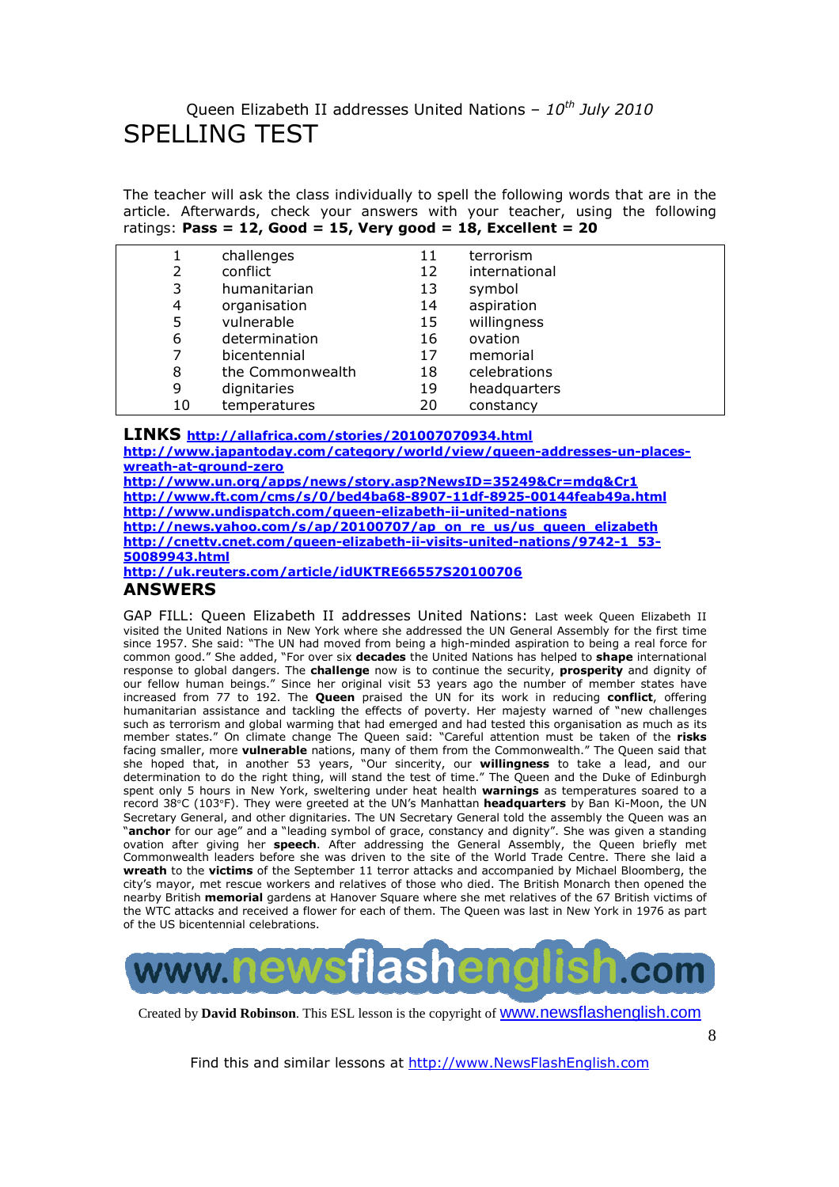Queen Elizabeth II addresses United Nations – *10th July 2010*

# SPELLING TEST

The teacher will ask the class individually to spell the following words that are in the article. Afterwards, check your answers with your teacher, using the following ratings: **Pass = 12, Good = 15, Very good = 18, Excellent = 20**

| | | | |
|---|---|---|---|
| 1 | challenges | 11 | terrorism |
| 2 | conflict | 12 | international |
| 3 | humanitarian | 13 | symbol |
| 4 | organisation | 14 | aspiration |
| 5 | vulnerable | 15 | willingness |
| 6 | determination | 16 | ovation |
| 7 | bicentennial | 17 | memorial |
| 8 | the Commonwealth | 18 | celebrations |
| 9 | dignitaries | 19 | headquarters |
| 10 | temperatures | 20 | constancy |

## LINKS

**http://allafrica.com/stories/201007070934.html**
**http://www.japantoday.com/category/world/view/queen-addresses-un-places-wreath-at-ground-zero**
**http://www.un.org/apps/news/story.asp?NewsID=35249&Cr=mdg&Cr1**
**http://www.ft.com/cms/s/0/bed4ba68-8907-11df-8925-00144feab49a.html**
**http://www.undispatch.com/queen-elizabeth-ii-united-nations**
**http://news.yahoo.com/s/ap/20100707/ap_on_re_us/us_queen_elizabeth**
**http://cnettv.cnet.com/queen-elizabeth-ii-visits-united-nations/9742-1_53-50089943.html**
**http://uk.reuters.com/article/idUKTRE66557S20100706**

## ANSWERS

GAP FILL: Queen Elizabeth II addresses United Nations: Last week Queen Elizabeth II visited the United Nations in New York where she addressed the UN General Assembly for the first time since 1957. She said: "The UN had moved from being a high-minded aspiration to being a real force for common good." She added, "For over six **decades** the United Nations has helped to **shape** international response to global dangers. The **challenge** now is to continue the security, **prosperity** and dignity of our fellow human beings." Since her original visit 53 years ago the number of member states have increased from 77 to 192. The **Queen** praised the UN for its work in reducing **conflict**, offering humanitarian assistance and tackling the effects of poverty. Her majesty warned of "new challenges such as terrorism and global warming that had emerged and had tested this organisation as much as its member states." On climate change The Queen said: "Careful attention must be taken of the **risks** facing smaller, more **vulnerable** nations, many of them from the Commonwealth." The Queen said that she hoped that, in another 53 years, "Our sincerity, our **willingness** to take a lead, and our determination to do the right thing, will stand the test of time." The Queen and the Duke of Edinburgh spent only 5 hours in New York, sweltering under heat health **warnings** as temperatures soared to a record 38°C (103°F). They were greeted at the UN's Manhattan **headquarters** by Ban Ki-Moon, the UN Secretary General, and other dignitaries. The UN Secretary General told the assembly the Queen was an "**anchor** for our age" and a "leading symbol of grace, constancy and dignity". She was given a standing ovation after giving her **speech**. After addressing the General Assembly, the Queen briefly met Commonwealth leaders before she was driven to the site of the World Trade Centre. There she laid a **wreath** to the **victims** of the September 11 terror attacks and accompanied by Michael Bloomberg, the city's mayor, met rescue workers and relatives of those who died. The British Monarch then opened the nearby British **memorial** gardens at Hanover Square where she met relatives of the 67 British victims of the WTC attacks and received a flower for each of them. The Queen was last in New York in 1976 as part of the US bicentennial celebrations.

www.newsflashenglish.com

Created by **David Robinson**. This ESL lesson is the copyright of www.newsflashenglish.com

Find this and similar lessons at http://www.NewsFlashEnglish.com